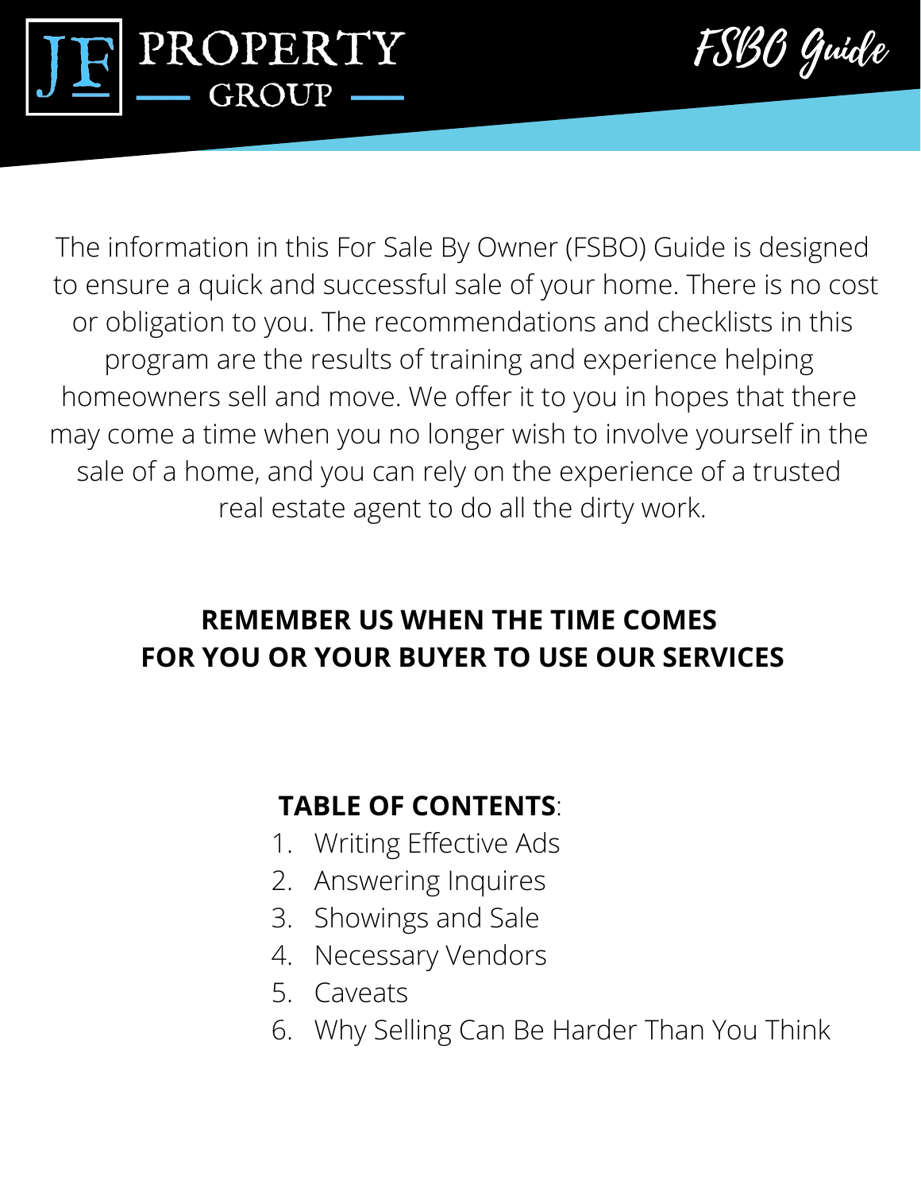# JF PROPERTY — GROUP —

*FSBO Guide*

The information in this For Sale By Owner (FSBO) Guide is designed to ensure a quick and successful sale of your home. There is no cost or obligation to you. The recommendations and checklists in this program are the results of training and experience helping homeowners sell and move. We offer it to you in hopes that there may come a time when you no longer wish to involve yourself in the sale of a home, and you can rely on the experience of a trusted real estate agent to do all the dirty work.

**REMEMBER US WHEN THE TIME COMES FOR YOU OR YOUR BUYER TO USE OUR SERVICES**

**TABLE OF CONTENTS**:

1. Writing Effective Ads
2. Answering Inquires
3. Showings and Sale
4. Necessary Vendors
5. Caveats
6. Why Selling Can Be Harder Than You Think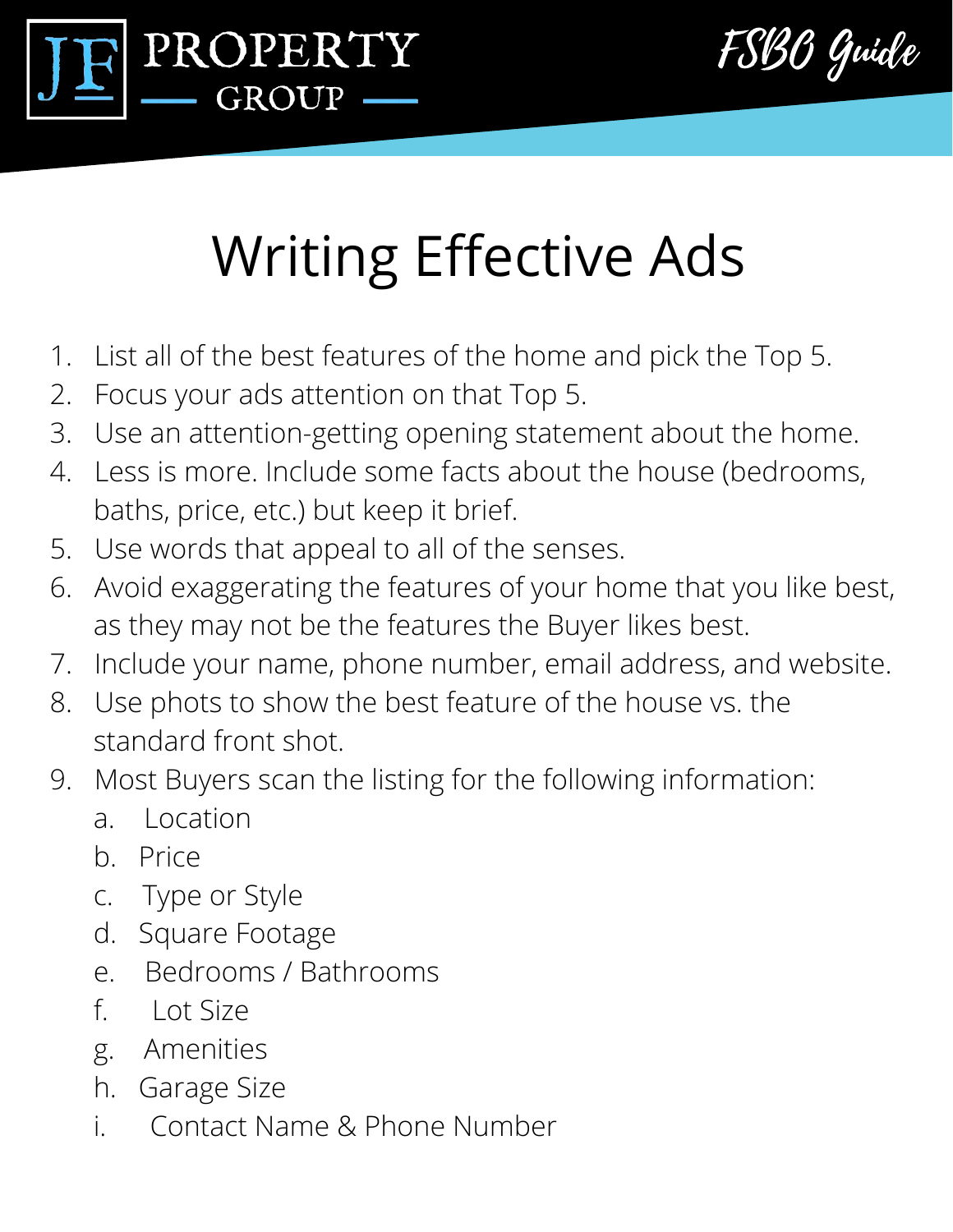# Writing Effective Ads

1. List all of the best features of the home and pick the Top 5.
2. Focus your ads attention on that Top 5.
3. Use an attention-getting opening statement about the home.
4. Less is more. Include some facts about the house (bedrooms, baths, price, etc.) but keep it brief.
5. Use words that appeal to all of the senses.
6. Avoid exaggerating the features of your home that you like best, as they may not be the features the Buyer likes best.
7. Include your name, phone number, email address, and website.
8. Use phots to show the best feature of the house vs. the standard front shot.
9. Most Buyers scan the listing for the following information:
   a. Location
   b. Price
   c. Type or Style
   d. Square Footage
   e. Bedrooms / Bathrooms
   f. Lot Size
   g. Amenities
   h. Garage Size
   i. Contact Name & Phone Number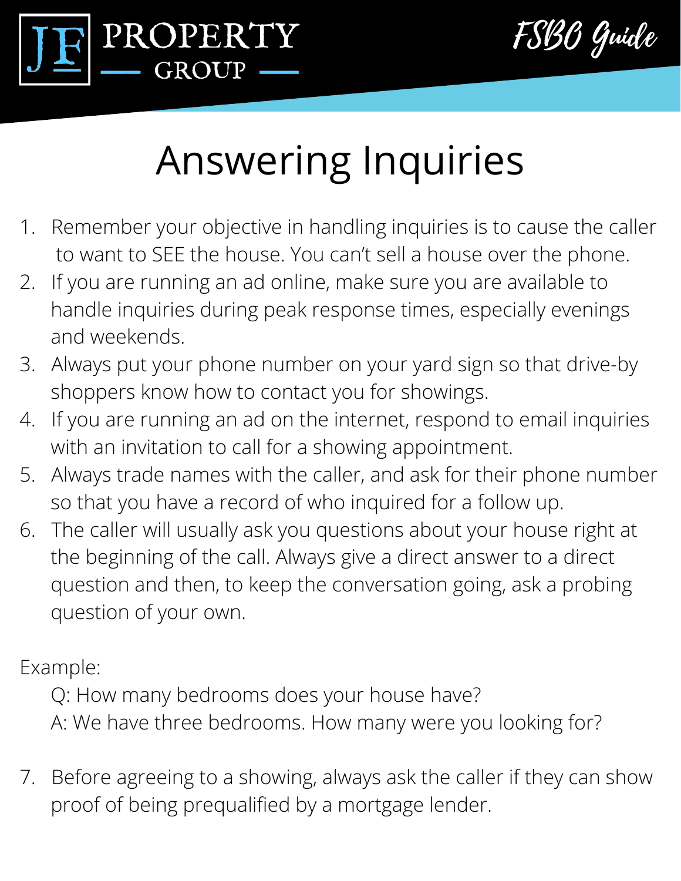# Answering Inquiries

1. Remember your objective in handling inquiries is to cause the caller to want to SEE the house. You can't sell a house over the phone.
2. If you are running an ad online, make sure you are available to handle inquiries during peak response times, especially evenings and weekends.
3. Always put your phone number on your yard sign so that drive-by shoppers know how to contact you for showings.
4. If you are running an ad on the internet, respond to email inquiries with an invitation to call for a showing appointment.
5. Always trade names with the caller, and ask for their phone number so that you have a record of who inquired for a follow up.
6. The caller will usually ask you questions about your house right at the beginning of the call. Always give a direct answer to a direct question and then, to keep the conversation going, ask a probing question of your own.

Example:

Q: How many bedrooms does your house have?
A: We have three bedrooms. How many were you looking for?

7. Before agreeing to a showing, always ask the caller if they can show proof of being prequalified by a mortgage lender.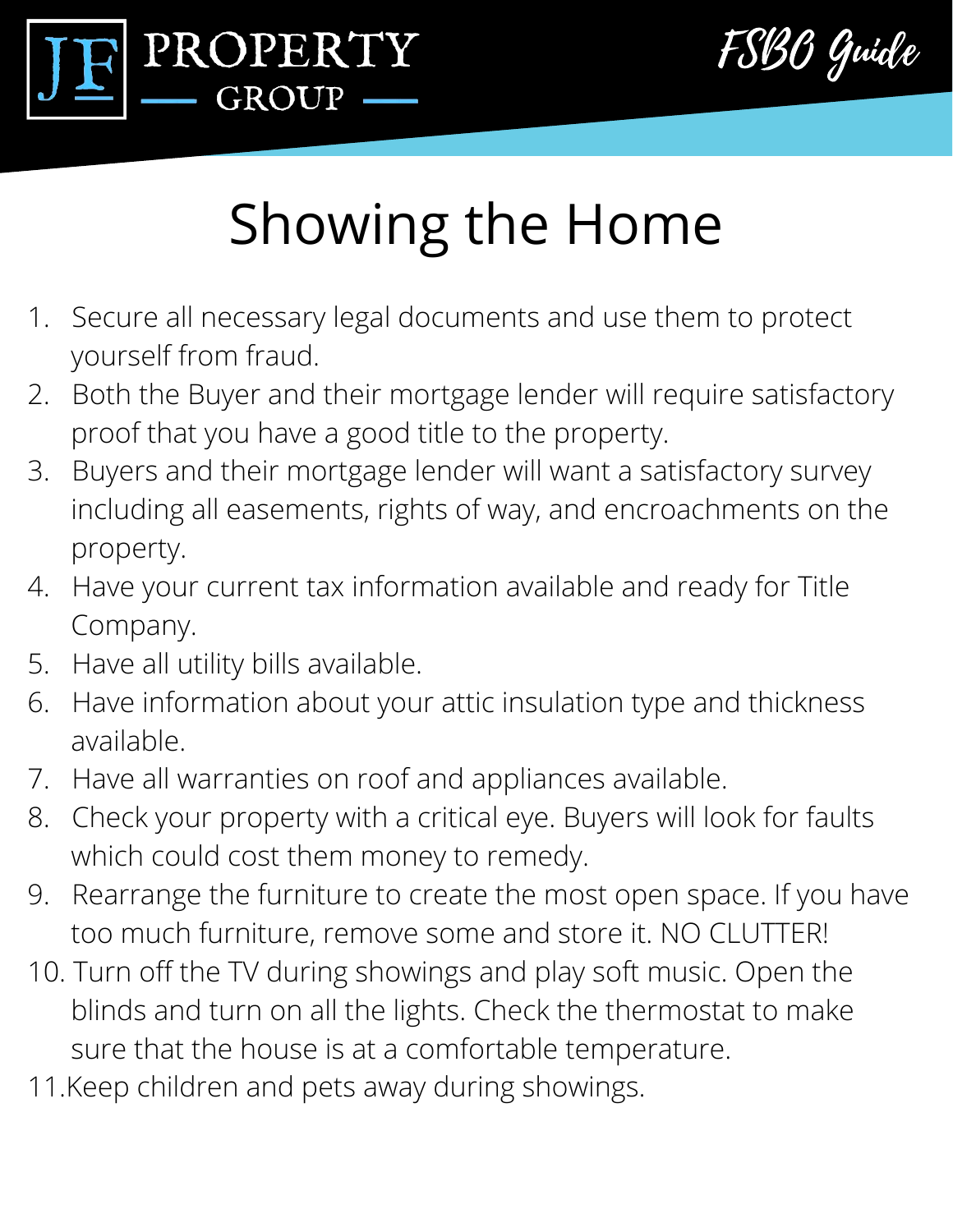# Showing the Home

1. Secure all necessary legal documents and use them to protect yourself from fraud.
2. Both the Buyer and their mortgage lender will require satisfactory proof that you have a good title to the property.
3. Buyers and their mortgage lender will want a satisfactory survey including all easements, rights of way, and encroachments on the property.
4. Have your current tax information available and ready for Title Company.
5. Have all utility bills available.
6. Have information about your attic insulation type and thickness available.
7. Have all warranties on roof and appliances available.
8. Check your property with a critical eye. Buyers will look for faults which could cost them money to remedy.
9. Rearrange the furniture to create the most open space. If you have too much furniture, remove some and store it. NO CLUTTER!
10. Turn off the TV during showings and play soft music. Open the blinds and turn on all the lights. Check the thermostat to make sure that the house is at a comfortable temperature.
11. Keep children and pets away during showings.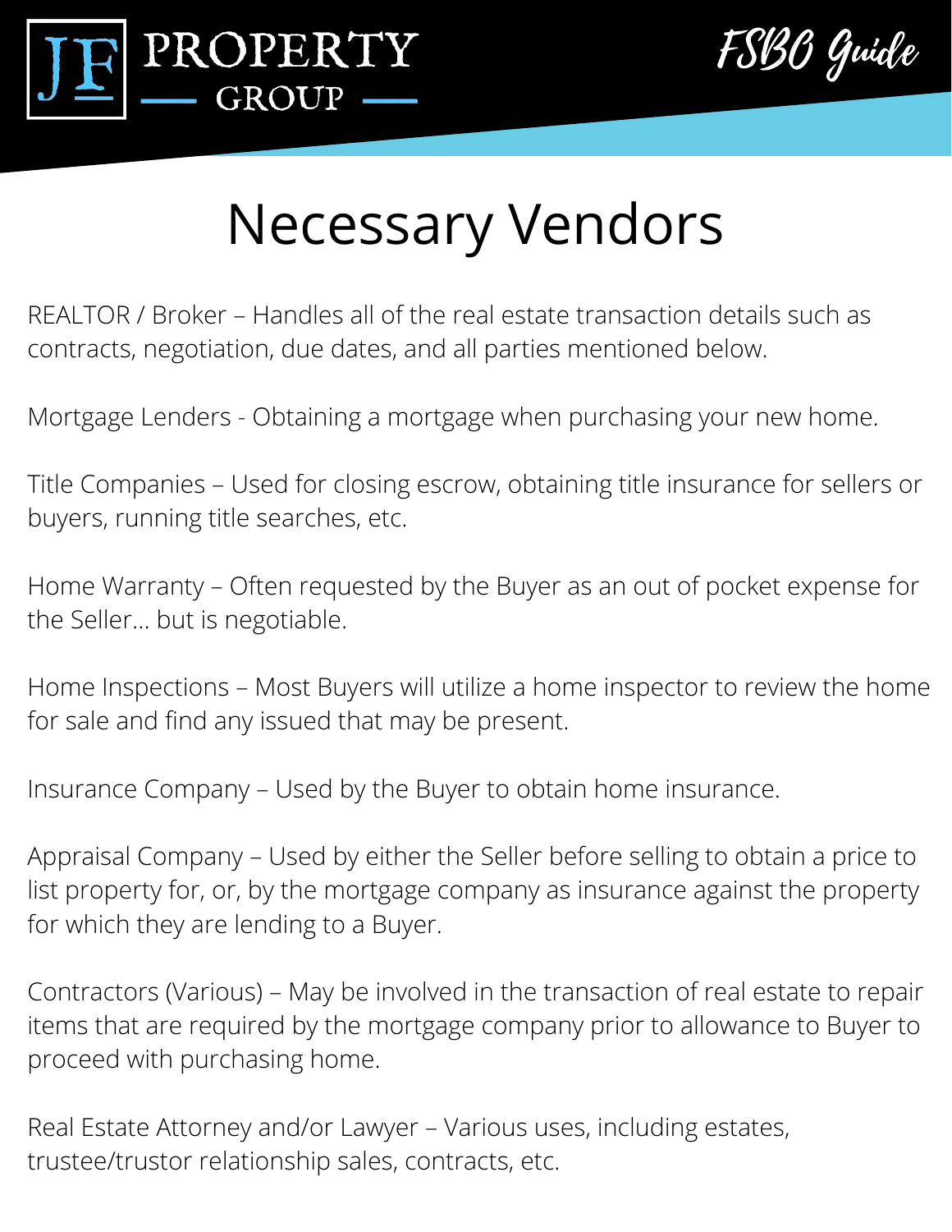# Necessary Vendors

REALTOR / Broker – Handles all of the real estate transaction details such as contracts, negotiation, due dates, and all parties mentioned below.

Mortgage Lenders - Obtaining a mortgage when purchasing your new home.

Title Companies – Used for closing escrow, obtaining title insurance for sellers or buyers, running title searches, etc.

Home Warranty – Often requested by the Buyer as an out of pocket expense for the Seller... but is negotiable.

Home Inspections – Most Buyers will utilize a home inspector to review the home for sale and find any issued that may be present.

Insurance Company – Used by the Buyer to obtain home insurance.

Appraisal Company – Used by either the Seller before selling to obtain a price to list property for, or, by the mortgage company as insurance against the property for which they are lending to a Buyer.

Contractors (Various) – May be involved in the transaction of real estate to repair items that are required by the mortgage company prior to allowance to Buyer to proceed with purchasing home.

Real Estate Attorney and/or Lawyer – Various uses, including estates, trustee/trustor relationship sales, contracts, etc.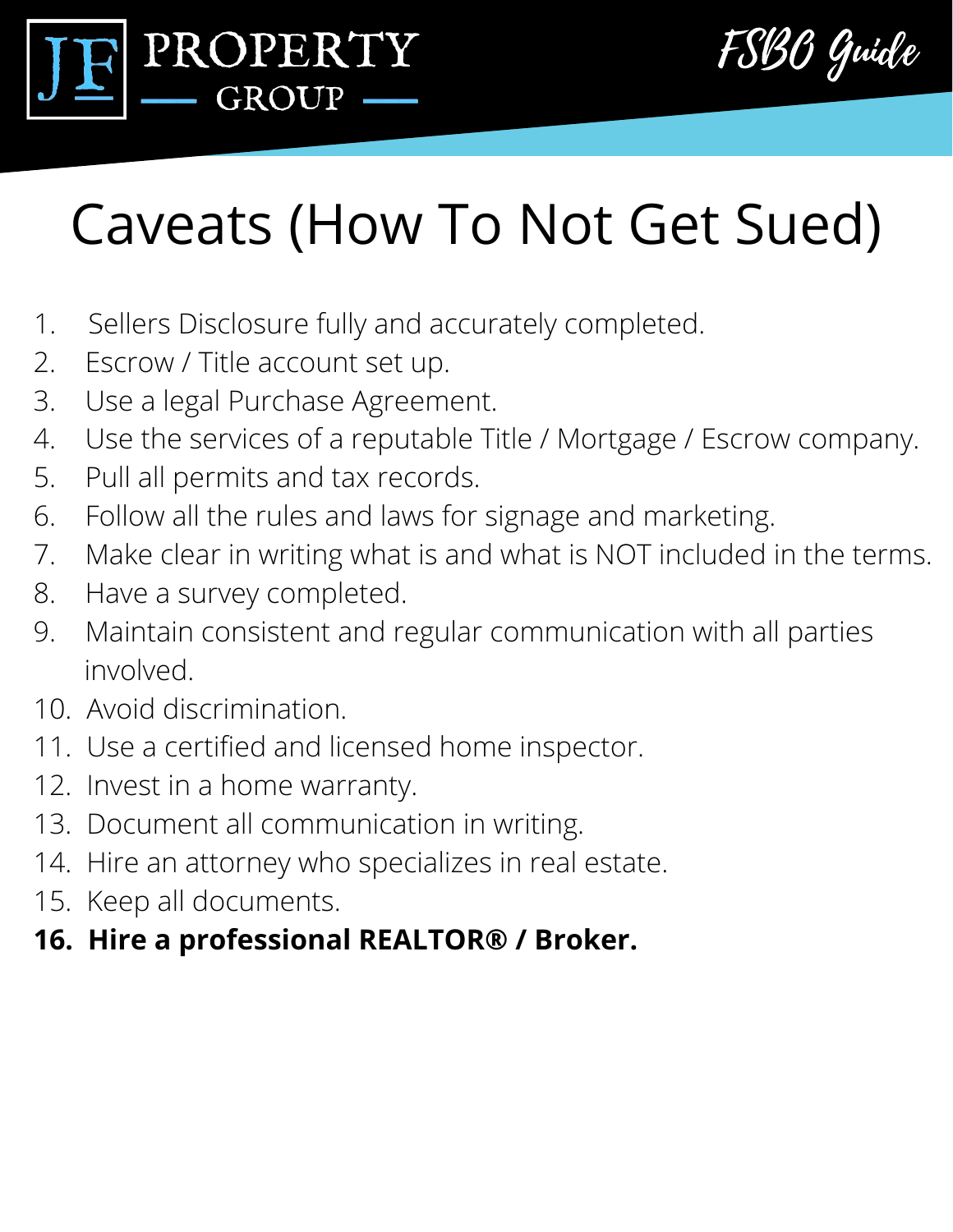# Caveats (How To Not Get Sued)

1. Sellers Disclosure fully and accurately completed.
2. Escrow / Title account set up.
3. Use a legal Purchase Agreement.
4. Use the services of a reputable Title / Mortgage / Escrow company.
5. Pull all permits and tax records.
6. Follow all the rules and laws for signage and marketing.
7. Make clear in writing what is and what is NOT included in the terms.
8. Have a survey completed.
9. Maintain consistent and regular communication with all parties involved.
10. Avoid discrimination.
11. Use a certified and licensed home inspector.
12. Invest in a home warranty.
13. Document all communication in writing.
14. Hire an attorney who specializes in real estate.
15. Keep all documents.
16. **Hire a professional REALTOR® / Broker.**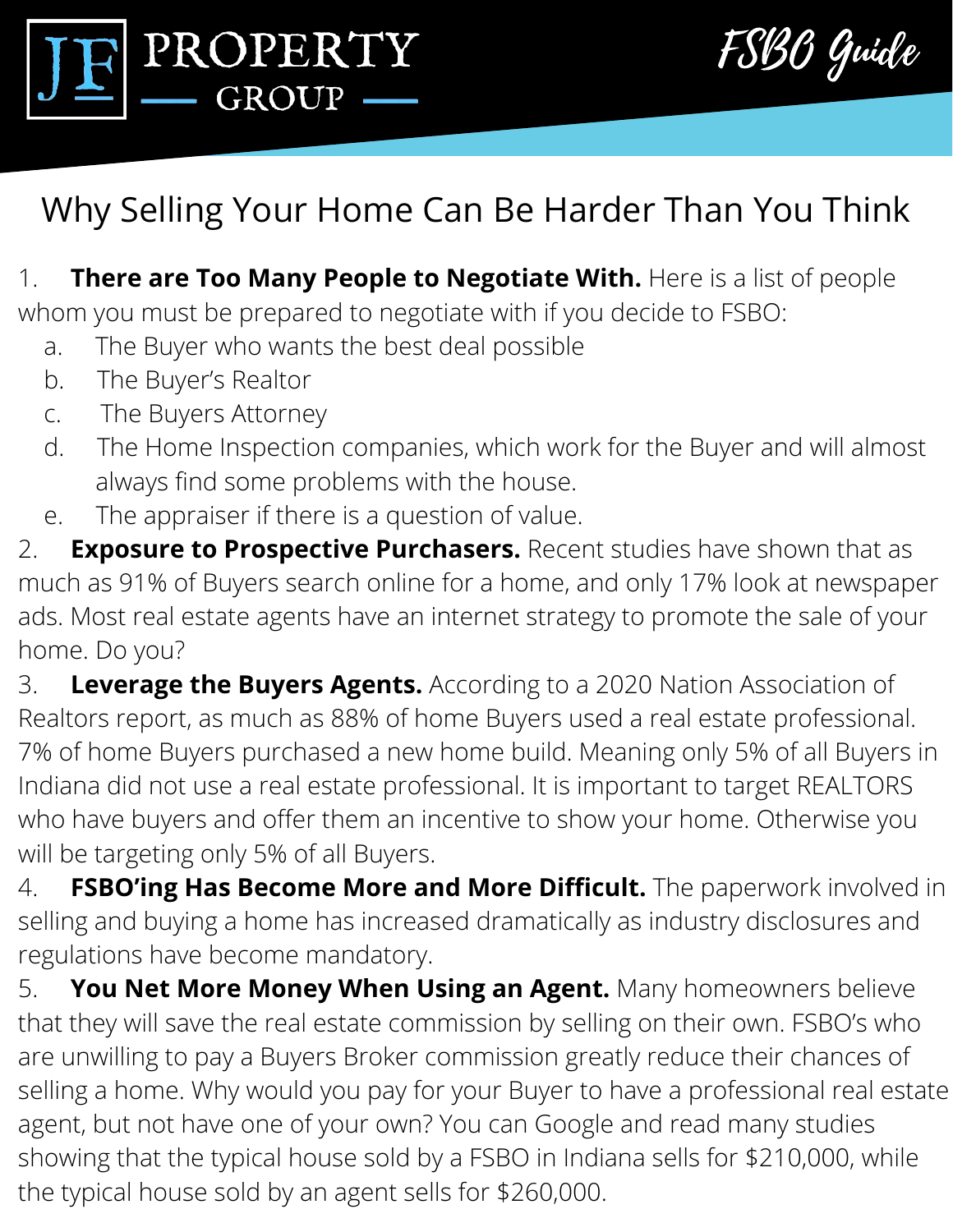# Why Selling Your Home Can Be Harder Than You Think

1. **There are Too Many People to Negotiate With.** Here is a list of people whom you must be prepared to negotiate with if you decide to FSBO:
   a. The Buyer who wants the best deal possible
   b. The Buyer's Realtor
   c. The Buyers Attorney
   d. The Home Inspection companies, which work for the Buyer and will almost always find some problems with the house.
   e. The appraiser if there is a question of value.
2. **Exposure to Prospective Purchasers.** Recent studies have shown that as much as 91% of Buyers search online for a home, and only 17% look at newspaper ads. Most real estate agents have an internet strategy to promote the sale of your home. Do you?
3. **Leverage the Buyers Agents.** According to a 2020 Nation Association of Realtors report, as much as 88% of home Buyers used a real estate professional. 7% of home Buyers purchased a new home build. Meaning only 5% of all Buyers in Indiana did not use a real estate professional. It is important to target REALTORS who have buyers and offer them an incentive to show your home. Otherwise you will be targeting only 5% of all Buyers.
4. **FSBO'ing Has Become More and More Difficult.** The paperwork involved in selling and buying a home has increased dramatically as industry disclosures and regulations have become mandatory.
5. **You Net More Money When Using an Agent.** Many homeowners believe that they will save the real estate commission by selling on their own. FSBO's who are unwilling to pay a Buyers Broker commission greatly reduce their chances of selling a home. Why would you pay for your Buyer to have a professional real estate agent, but not have one of your own? You can Google and read many studies showing that the typical house sold by a FSBO in Indiana sells for $210,000, while the typical house sold by an agent sells for $260,000.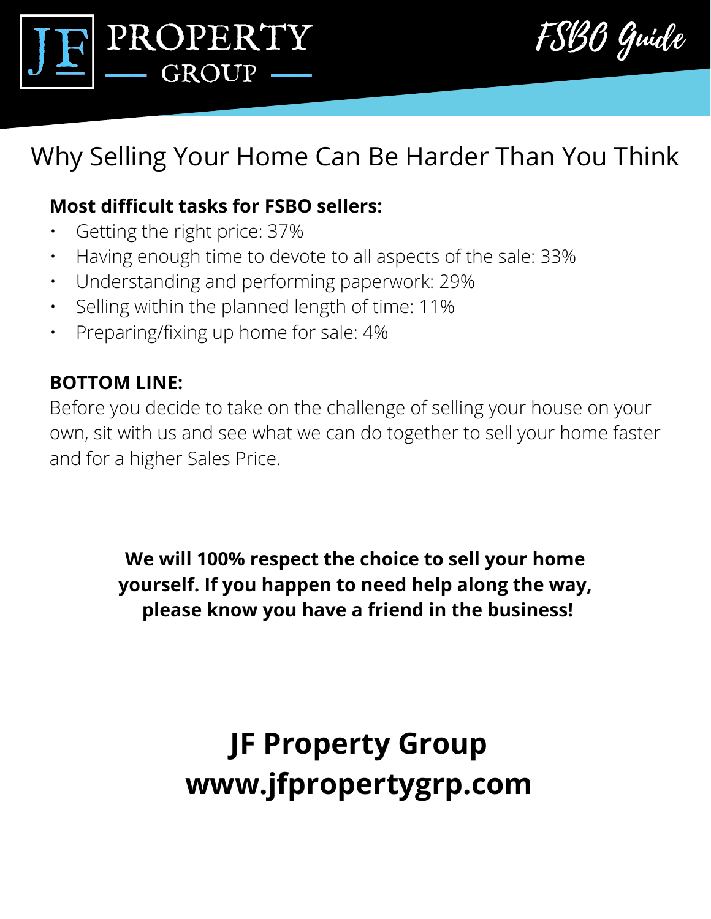JF PROPERTY GROUP

*FSBO Guide*

# Why Selling Your Home Can Be Harder Than You Think

**Most difficult tasks for FSBO sellers:**

- Getting the right price: 37%
- Having enough time to devote to all aspects of the sale: 33%
- Understanding and performing paperwork: 29%
- Selling within the planned length of time: 11%
- Preparing/fixing up home for sale: 4%

**BOTTOM LINE:**

Before you decide to take on the challenge of selling your house on your own, sit with us and see what we can do together to sell your home faster and for a higher Sales Price.

**We will 100% respect the choice to sell your home yourself. If you happen to need help along the way, please know you have a friend in the business!**

## JF Property Group
## www.jfpropertygrp.com